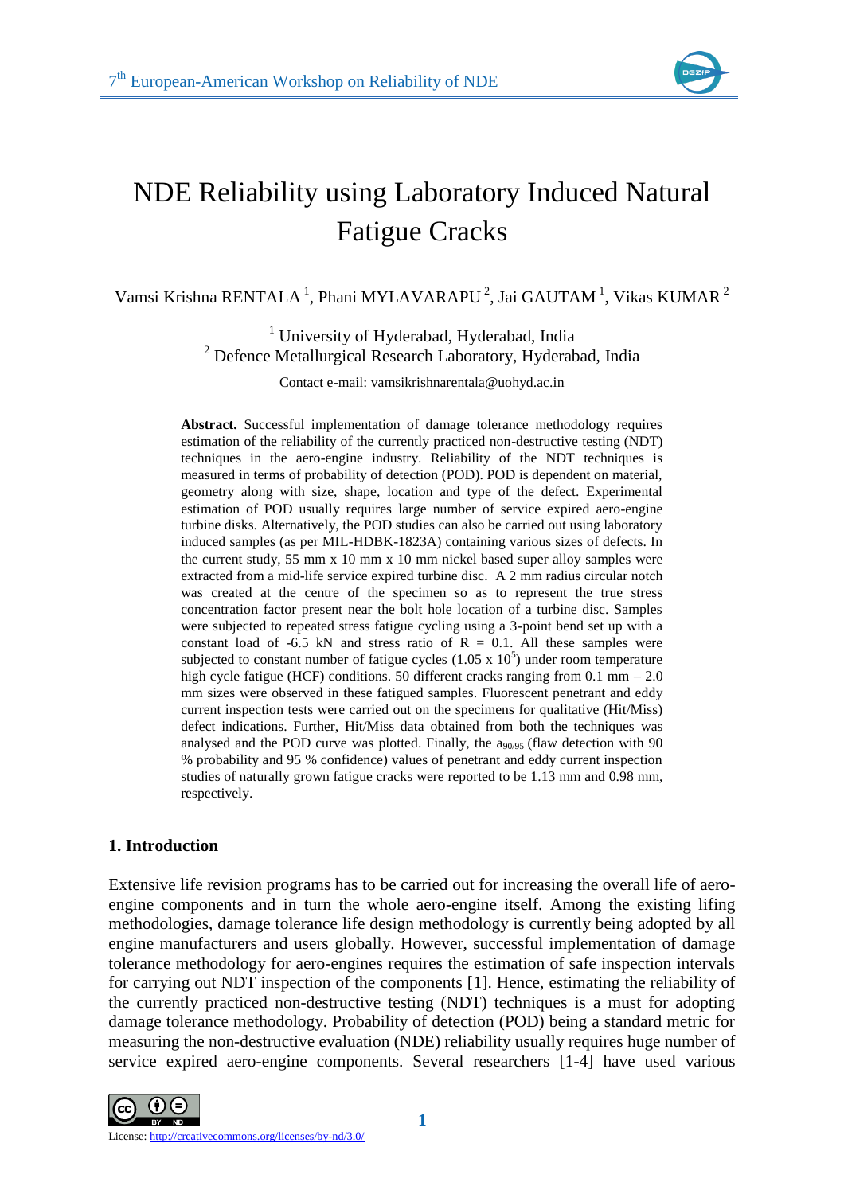# NDE Reliability using Laboratory Induced Natural Fatigue Cracks

Vamsi Krishna RENTALA [1], Phani MYLAVARAPU [2], Jai GAUTAM [1], Vikas KUMAR [2]

[1] University of Hyderabad, Hyderabad, India
[2] Defence Metallurgical Research Laboratory, Hyderabad, India

Contact e-mail: vamsikrishnarentala@uohyd.ac.in

**Abstract.** Successful implementation of damage tolerance methodology requires estimation of the reliability of the currently practiced non-destructive testing (NDT) techniques in the aero-engine industry. Reliability of the NDT techniques is measured in terms of probability of detection (POD). POD is dependent on material, geometry along with size, shape, location and type of the defect. Experimental estimation of POD usually requires large number of service expired aero-engine turbine disks. Alternatively, the POD studies can also be carried out using laboratory induced samples (as per MIL-HDBK-1823A) containing various sizes of defects. In the current study, 55 mm x 10 mm x 10 mm nickel based super alloy samples were extracted from a mid-life service expired turbine disc. A 2 mm radius circular notch was created at the centre of the specimen so as to represent the true stress concentration factor present near the bolt hole location of a turbine disc. Samples were subjected to repeated stress fatigue cycling using a 3-point bend set up with a constant load of -6.5 kN and stress ratio of R = 0.1. All these samples were subjected to constant number of fatigue cycles ($1.05 \times 10^5$) under room temperature high cycle fatigue (HCF) conditions. 50 different cracks ranging from 0.1 mm – 2.0 mm sizes were observed in these fatigued samples. Fluorescent penetrant and eddy current inspection tests were carried out on the specimens for qualitative (Hit/Miss) defect indications. Further, Hit/Miss data obtained from both the techniques was analysed and the POD curve was plotted. Finally, the $a_{90/95}$ (flaw detection with 90 % probability and 95 % confidence) values of penetrant and eddy current inspection studies of naturally grown fatigue cracks were reported to be 1.13 mm and 0.98 mm, respectively.

## 1. Introduction

Extensive life revision programs has to be carried out for increasing the overall life of aero-engine components and in turn the whole aero-engine itself. Among the existing lifing methodologies, damage tolerance life design methodology is currently being adopted by all engine manufacturers and users globally. However, successful implementation of damage tolerance methodology for aero-engines requires the estimation of safe inspection intervals for carrying out NDT inspection of the components [1]. Hence, estimating the reliability of the currently practiced non-destructive testing (NDT) techniques is a must for adopting damage tolerance methodology. Probability of detection (POD) being a standard metric for measuring the non-destructive evaluation (NDE) reliability usually requires huge number of service expired aero-engine components. Several researchers [1-4] have used various

License: http://creativecommons.org/licenses/by-nd/3.0/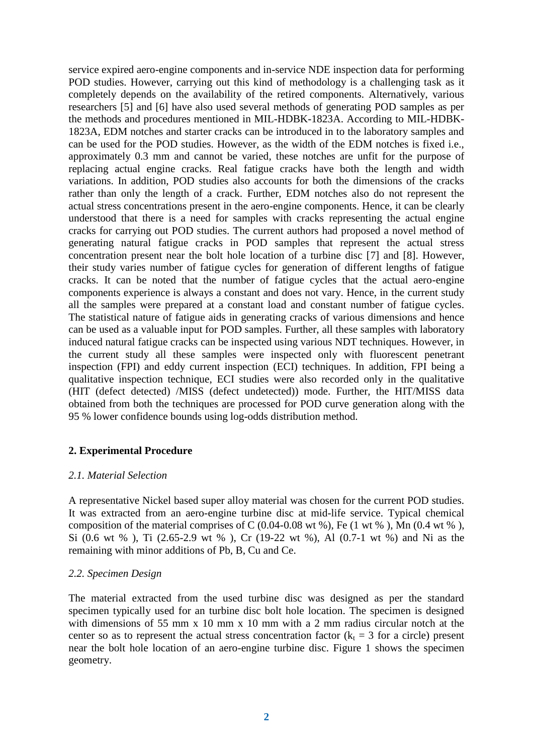service expired aero-engine components and in-service NDE inspection data for performing POD studies. However, carrying out this kind of methodology is a challenging task as it completely depends on the availability of the retired components. Alternatively, various researchers [5] and [6] have also used several methods of generating POD samples as per the methods and procedures mentioned in MIL-HDBK-1823A. According to MIL-HDBK-1823A, EDM notches and starter cracks can be introduced in to the laboratory samples and can be used for the POD studies. However, as the width of the EDM notches is fixed i.e., approximately 0.3 mm and cannot be varied, these notches are unfit for the purpose of replacing actual engine cracks. Real fatigue cracks have both the length and width variations. In addition, POD studies also accounts for both the dimensions of the cracks rather than only the length of a crack. Further, EDM notches also do not represent the actual stress concentrations present in the aero-engine components. Hence, it can be clearly understood that there is a need for samples with cracks representing the actual engine cracks for carrying out POD studies. The current authors had proposed a novel method of generating natural fatigue cracks in POD samples that represent the actual stress concentration present near the bolt hole location of a turbine disc [7] and [8]. However, their study varies number of fatigue cycles for generation of different lengths of fatigue cracks. It can be noted that the number of fatigue cycles that the actual aero-engine components experience is always a constant and does not vary. Hence, in the current study all the samples were prepared at a constant load and constant number of fatigue cycles. The statistical nature of fatigue aids in generating cracks of various dimensions and hence can be used as a valuable input for POD samples. Further, all these samples with laboratory induced natural fatigue cracks can be inspected using various NDT techniques. However, in the current study all these samples were inspected only with fluorescent penetrant inspection (FPI) and eddy current inspection (ECI) techniques. In addition, FPI being a qualitative inspection technique, ECI studies were also recorded only in the qualitative (HIT (defect detected) /MISS (defect undetected)) mode. Further, the HIT/MISS data obtained from both the techniques are processed for POD curve generation along with the 95 % lower confidence bounds using log-odds distribution method.

## 2. Experimental Procedure

### *2.1. Material Selection*

A representative Nickel based super alloy material was chosen for the current POD studies. It was extracted from an aero-engine turbine disc at mid-life service. Typical chemical composition of the material comprises of C (0.04-0.08 wt %), Fe (1 wt % ), Mn (0.4 wt % ), Si (0.6 wt % ), Ti (2.65-2.9 wt % ), Cr (19-22 wt %), Al (0.7-1 wt %) and Ni as the remaining with minor additions of Pb, B, Cu and Ce.

### *2.2. Specimen Design*

The material extracted from the used turbine disc was designed as per the standard specimen typically used for an turbine disc bolt hole location. The specimen is designed with dimensions of 55 mm x 10 mm x 10 mm with a 2 mm radius circular notch at the center so as to represent the actual stress concentration factor ($k_t$ = 3 for a circle) present near the bolt hole location of an aero-engine turbine disc. Figure 1 shows the specimen geometry.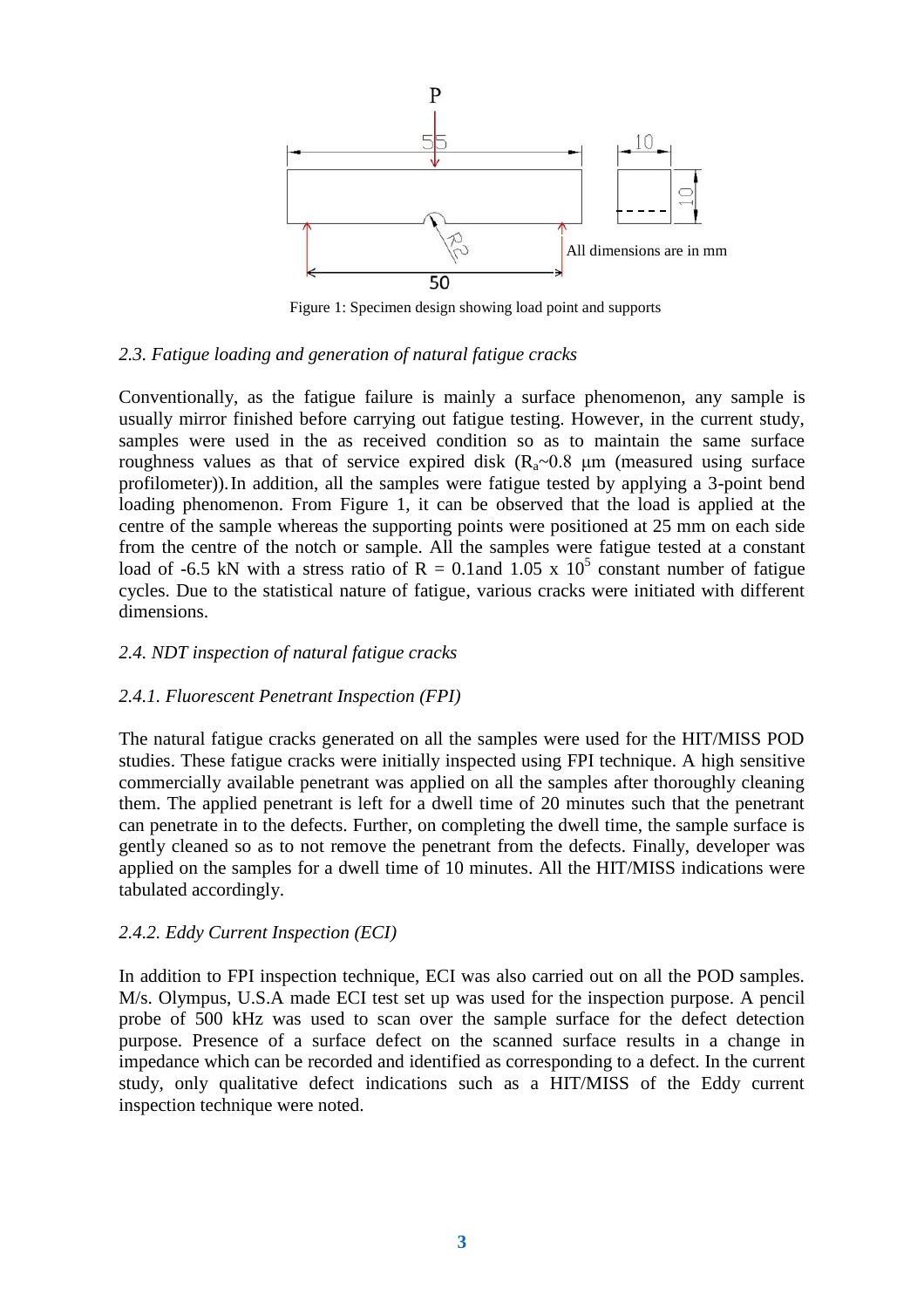P

55

10

10

R2

All dimensions are in mm

50

Figure 1: Specimen design showing load point and supports

### *2.3. Fatigue loading and generation of natural fatigue cracks*

Conventionally, as the fatigue failure is mainly a surface phenomenon, any sample is usually mirror finished before carrying out fatigue testing. However, in the current study, samples were used in the as received condition so as to maintain the same surface roughness values as that of service expired disk ($R_a$~0.8 μm (measured using surface profilometer)). In addition, all the samples were fatigue tested by applying a 3-point bend loading phenomenon. From Figure 1, it can be observed that the load is applied at the centre of the sample whereas the supporting points were positioned at 25 mm on each side from the centre of the notch or sample. All the samples were fatigue tested at a constant load of -6.5 kN with a stress ratio of R = 0.1and 1.05 x $10^5$ constant number of fatigue cycles. Due to the statistical nature of fatigue, various cracks were initiated with different dimensions.

### *2.4. NDT inspection of natural fatigue cracks*

#### *2.4.1. Fluorescent Penetrant Inspection (FPI)*

The natural fatigue cracks generated on all the samples were used for the HIT/MISS POD studies. These fatigue cracks were initially inspected using FPI technique. A high sensitive commercially available penetrant was applied on all the samples after thoroughly cleaning them. The applied penetrant is left for a dwell time of 20 minutes such that the penetrant can penetrate in to the defects. Further, on completing the dwell time, the sample surface is gently cleaned so as to not remove the penetrant from the defects. Finally, developer was applied on the samples for a dwell time of 10 minutes. All the HIT/MISS indications were tabulated accordingly.

#### *2.4.2. Eddy Current Inspection (ECI)*

In addition to FPI inspection technique, ECI was also carried out on all the POD samples. M/s. Olympus, U.S.A made ECI test set up was used for the inspection purpose. A pencil probe of 500 kHz was used to scan over the sample surface for the defect detection purpose. Presence of a surface defect on the scanned surface results in a change in impedance which can be recorded and identified as corresponding to a defect. In the current study, only qualitative defect indications such as a HIT/MISS of the Eddy current inspection technique were noted.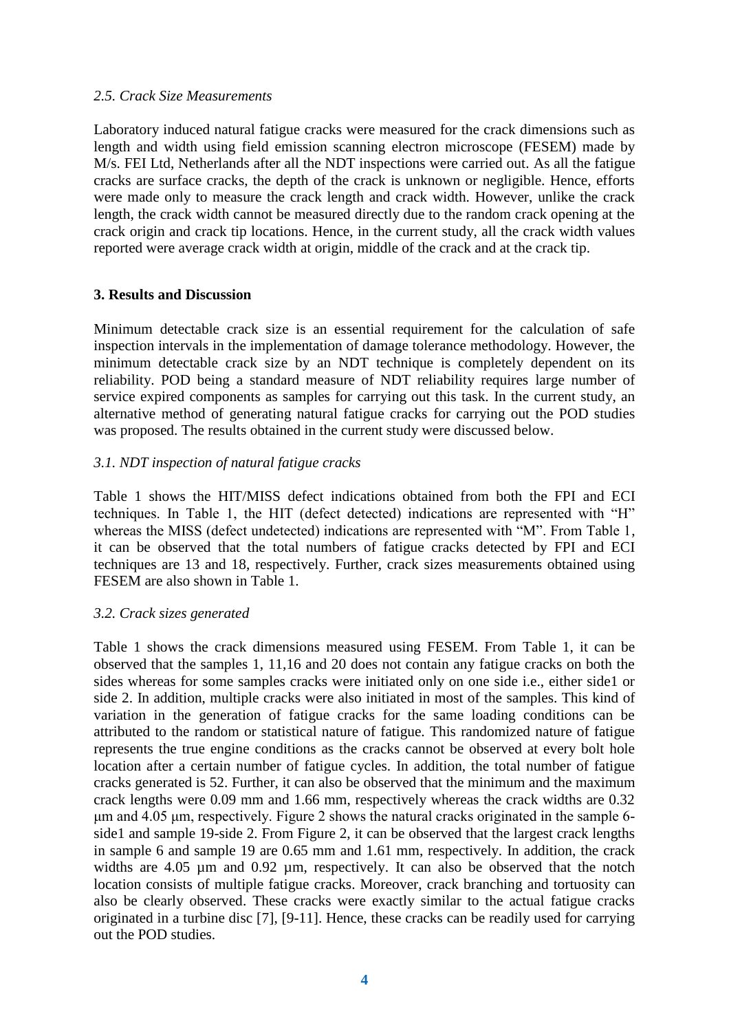### *2.5. Crack Size Measurements*

Laboratory induced natural fatigue cracks were measured for the crack dimensions such as length and width using field emission scanning electron microscope (FESEM) made by M/s. FEI Ltd, Netherlands after all the NDT inspections were carried out. As all the fatigue cracks are surface cracks, the depth of the crack is unknown or negligible. Hence, efforts were made only to measure the crack length and crack width. However, unlike the crack length, the crack width cannot be measured directly due to the random crack opening at the crack origin and crack tip locations. Hence, in the current study, all the crack width values reported were average crack width at origin, middle of the crack and at the crack tip.

## **3. Results and Discussion**

Minimum detectable crack size is an essential requirement for the calculation of safe inspection intervals in the implementation of damage tolerance methodology. However, the minimum detectable crack size by an NDT technique is completely dependent on its reliability. POD being a standard measure of NDT reliability requires large number of service expired components as samples for carrying out this task. In the current study, an alternative method of generating natural fatigue cracks for carrying out the POD studies was proposed. The results obtained in the current study were discussed below.

### *3.1. NDT inspection of natural fatigue cracks*

Table 1 shows the HIT/MISS defect indications obtained from both the FPI and ECI techniques. In Table 1, the HIT (defect detected) indications are represented with "H" whereas the MISS (defect undetected) indications are represented with "M". From Table 1, it can be observed that the total numbers of fatigue cracks detected by FPI and ECI techniques are 13 and 18, respectively. Further, crack sizes measurements obtained using FESEM are also shown in Table 1.

### *3.2. Crack sizes generated*

Table 1 shows the crack dimensions measured using FESEM. From Table 1, it can be observed that the samples 1, 11,16 and 20 does not contain any fatigue cracks on both the sides whereas for some samples cracks were initiated only on one side i.e., either side1 or side 2. In addition, multiple cracks were also initiated in most of the samples. This kind of variation in the generation of fatigue cracks for the same loading conditions can be attributed to the random or statistical nature of fatigue. This randomized nature of fatigue represents the true engine conditions as the cracks cannot be observed at every bolt hole location after a certain number of fatigue cycles. In addition, the total number of fatigue cracks generated is 52. Further, it can also be observed that the minimum and the maximum crack lengths were 0.09 mm and 1.66 mm, respectively whereas the crack widths are 0.32 μm and 4.05 μm, respectively. Figure 2 shows the natural cracks originated in the sample 6-side1 and sample 19-side 2. From Figure 2, it can be observed that the largest crack lengths in sample 6 and sample 19 are 0.65 mm and 1.61 mm, respectively. In addition, the crack widths are 4.05 μm and 0.92 μm, respectively. It can also be observed that the notch location consists of multiple fatigue cracks. Moreover, crack branching and tortuosity can also be clearly observed. These cracks were exactly similar to the actual fatigue cracks originated in a turbine disc [7], [9-11]. Hence, these cracks can be readily used for carrying out the POD studies.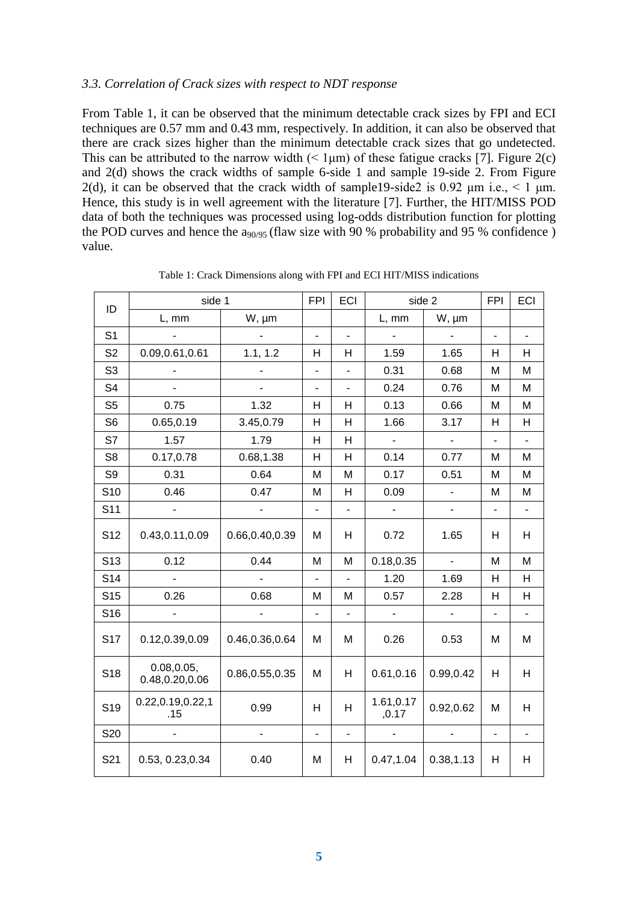### 3.3. Correlation of Crack sizes with respect to NDT response

From Table 1, it can be observed that the minimum detectable crack sizes by FPI and ECI techniques are 0.57 mm and 0.43 mm, respectively. In addition, it can also be observed that there are crack sizes higher than the minimum detectable crack sizes that go undetected. This can be attributed to the narrow width (< 1μm) of these fatigue cracks [7]. Figure 2(c) and 2(d) shows the crack widths of sample 6-side 1 and sample 19-side 2. From Figure 2(d), it can be observed that the crack width of sample19-side2 is 0.92 μm i.e., < 1 μm. Hence, this study is in well agreement with the literature [7]. Further, the HIT/MISS POD data of both the techniques was processed using log-odds distribution function for plotting the POD curves and hence the $a_{90/95}$ (flaw size with 90 % probability and 95 % confidence ) value.

Table 1: Crack Dimensions along with FPI and ECI HIT/MISS indications

| ID | side 1 | | FPI | ECI | side 2 | | FPI | ECI |
|---|---|---|---|---|---|---|---|---|
| | L, mm | W, µm | | | L, mm | W, µm | | |
| S1 | - | - | - | - | - | - | - | - |
| S2 | 0.09,0.61,0.61 | 1.1, 1.2 | H | H | 1.59 | 1.65 | H | H |
| S3 | - | - | - | - | 0.31 | 0.68 | M | M |
| S4 | - | - | - | - | 0.24 | 0.76 | M | M |
| S5 | 0.75 | 1.32 | H | H | 0.13 | 0.66 | M | M |
| S6 | 0.65,0.19 | 3.45,0.79 | H | H | 1.66 | 3.17 | H | H |
| S7 | 1.57 | 1.79 | H | H | - | - | - | - |
| S8 | 0.17,0.78 | 0.68,1.38 | H | H | 0.14 | 0.77 | M | M |
| S9 | 0.31 | 0.64 | M | M | 0.17 | 0.51 | M | M |
| S10 | 0.46 | 0.47 | M | H | 0.09 | - | M | M |
| S11 | - | - | - | - | - | - | - | - |
| S12 | 0.43,0.11,0.09 | 0.66,0.40,0.39 | M | H | 0.72 | 1.65 | H | H |
| S13 | 0.12 | 0.44 | M | M | 0.18,0.35 | - | M | M |
| S14 | - | - | - | - | 1.20 | 1.69 | H | H |
| S15 | 0.26 | 0.68 | M | M | 0.57 | 2.28 | H | H |
| S16 | - | - | - | - | - | - | - | - |
| S17 | 0.12,0.39,0.09 | 0.46,0.36,0.64 | M | M | 0.26 | 0.53 | M | M |
| S18 | 0.08,0.05, 0.48,0.20,0.06 | 0.86,0.55,0.35 | M | H | 0.61,0.16 | 0.99,0.42 | H | H |
| S19 | 0.22,0.19,0.22,1.15 | 0.99 | H | H | 1.61,0.17,0.17 | 0.92,0.62 | M | H |
| S20 | - | - | - | - | - | - | - | - |
| S21 | 0.53, 0.23,0.34 | 0.40 | M | H | 0.47,1.04 | 0.38,1.13 | H | H |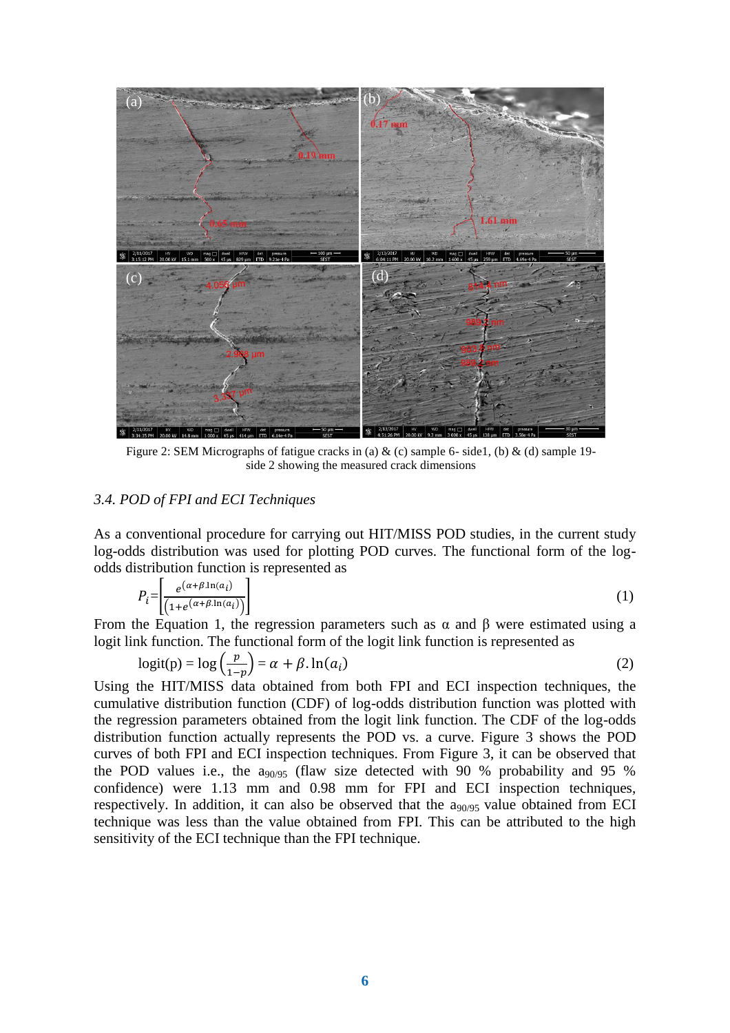Figure 2: SEM Micrographs of fatigue cracks in (a) & (c) sample 6- side1, (b) & (d) sample 19-side 2 showing the measured crack dimensions

### *3.4. POD of FPI and ECI Techniques*

As a conventional procedure for carrying out HIT/MISS POD studies, in the current study log-odds distribution was used for plotting POD curves. The functional form of the log-odds distribution function is represented as

$$P_i = \left[\frac{e^{(\alpha+\beta.\ln(a_i))}}{\left(1+e^{(\alpha+\beta.\ln(a_i))}\right)}\right] \tag{1}$$

From the Equation 1, the regression parameters such as α and β were estimated using a logit link function. The functional form of the logit link function is represented as

$$\text{logit(p)} = \log\left(\frac{p}{1-p}\right) = \alpha + \beta.\ln(a_i) \tag{2}$$

Using the HIT/MISS data obtained from both FPI and ECI inspection techniques, the cumulative distribution function (CDF) of log-odds distribution function was plotted with the regression parameters obtained from the logit link function. The CDF of the log-odds distribution function actually represents the POD vs. a curve. Figure 3 shows the POD curves of both FPI and ECI inspection techniques. From Figure 3, it can be observed that the POD values i.e., the $a_{90/95}$ (flaw size detected with 90 % probability and 95 % confidence) were 1.13 mm and 0.98 mm for FPI and ECI inspection techniques, respectively. In addition, it can also be observed that the $a_{90/95}$ value obtained from ECI technique was less than the value obtained from FPI. This can be attributed to the high sensitivity of the ECI technique than the FPI technique.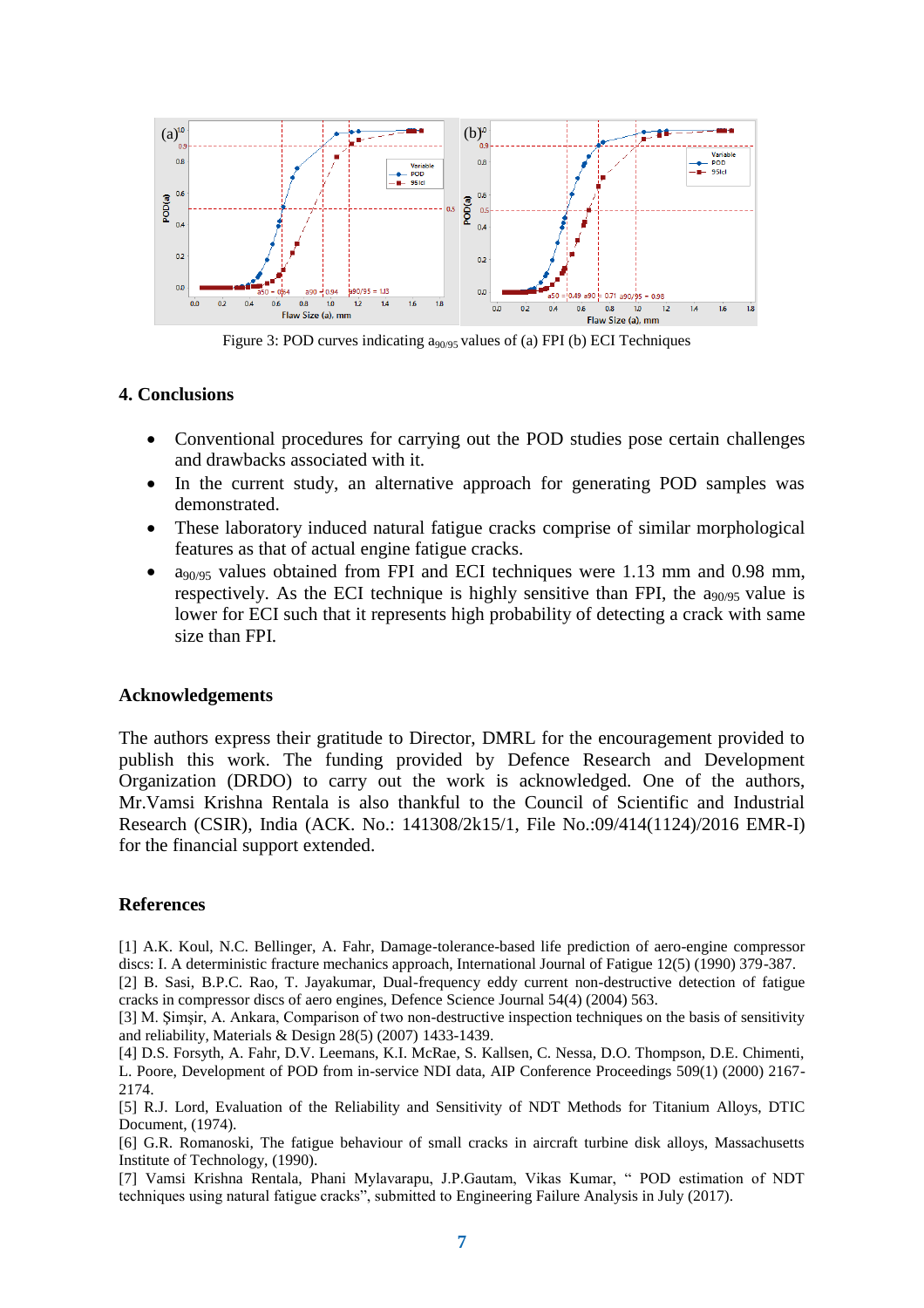Figure 3: POD curves indicating $a_{90/95}$ values of (a) FPI (b) ECI Techniques

## 4. Conclusions

- Conventional procedures for carrying out the POD studies pose certain challenges and drawbacks associated with it.
- In the current study, an alternative approach for generating POD samples was demonstrated.
- These laboratory induced natural fatigue cracks comprise of similar morphological features as that of actual engine fatigue cracks.
- $a_{90/95}$ values obtained from FPI and ECI techniques were 1.13 mm and 0.98 mm, respectively. As the ECI technique is highly sensitive than FPI, the $a_{90/95}$ value is lower for ECI such that it represents high probability of detecting a crack with same size than FPI.

## Acknowledgements

The authors express their gratitude to Director, DMRL for the encouragement provided to publish this work. The funding provided by Defence Research and Development Organization (DRDO) to carry out the work is acknowledged. One of the authors, Mr.Vamsi Krishna Rentala is also thankful to the Council of Scientific and Industrial Research (CSIR), India (ACK. No.: 141308/2k15/1, File No.:09/414(1124)/2016 EMR-I) for the financial support extended.

## References

[1] A.K. Koul, N.C. Bellinger, A. Fahr, Damage-tolerance-based life prediction of aero-engine compressor discs: I. A deterministic fracture mechanics approach, International Journal of Fatigue 12(5) (1990) 379-387.
[2] B. Sasi, B.P.C. Rao, T. Jayakumar, Dual-frequency eddy current non-destructive detection of fatigue cracks in compressor discs of aero engines, Defence Science Journal 54(4) (2004) 563.
[3] M. Şimşir, A. Ankara, Comparison of two non-destructive inspection techniques on the basis of sensitivity and reliability, Materials & Design 28(5) (2007) 1433-1439.
[4] D.S. Forsyth, A. Fahr, D.V. Leemans, K.I. McRae, S. Kallsen, C. Nessa, D.O. Thompson, D.E. Chimenti, L. Poore, Development of POD from in-service NDI data, AIP Conference Proceedings 509(1) (2000) 2167-2174.
[5] R.J. Lord, Evaluation of the Reliability and Sensitivity of NDT Methods for Titanium Alloys, DTIC Document, (1974).
[6] G.R. Romanoski, The fatigue behaviour of small cracks in aircraft turbine disk alloys, Massachusetts Institute of Technology, (1990).
[7] Vamsi Krishna Rentala, Phani Mylavarapu, J.P.Gautam, Vikas Kumar, " POD estimation of NDT techniques using natural fatigue cracks", submitted to Engineering Failure Analysis in July (2017).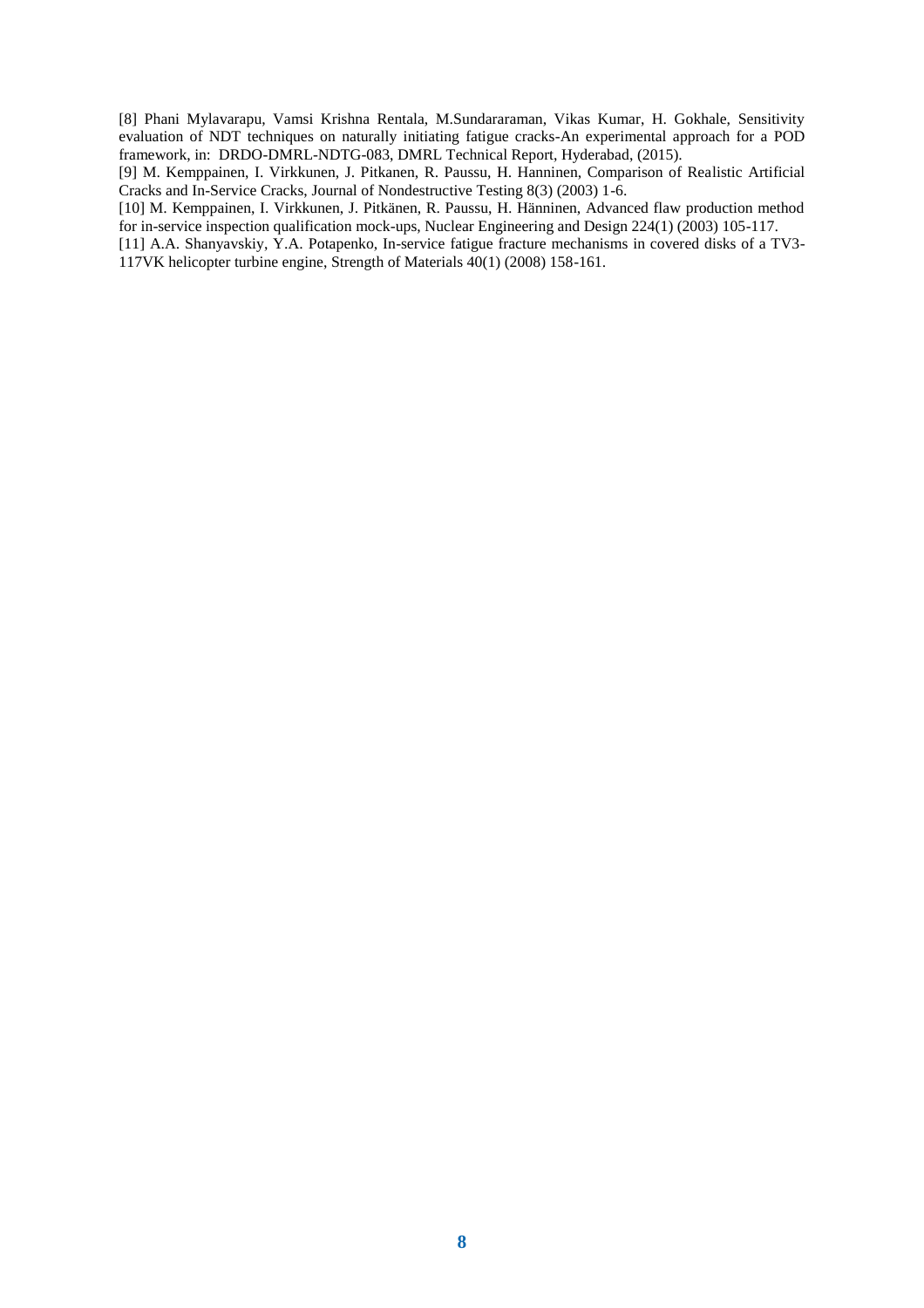[8] Phani Mylavarapu, Vamsi Krishna Rentala, M.Sundararaman, Vikas Kumar, H. Gokhale, Sensitivity evaluation of NDT techniques on naturally initiating fatigue cracks-An experimental approach for a POD framework, in: DRDO-DMRL-NDTG-083, DMRL Technical Report, Hyderabad, (2015).

[9] M. Kemppainen, I. Virkkunen, J. Pitkanen, R. Paussu, H. Hanninen, Comparison of Realistic Artificial Cracks and In-Service Cracks, Journal of Nondestructive Testing 8(3) (2003) 1-6.

[10] M. Kemppainen, I. Virkkunen, J. Pitkänen, R. Paussu, H. Hänninen, Advanced flaw production method for in-service inspection qualification mock-ups, Nuclear Engineering and Design 224(1) (2003) 105-117.

[11] A.A. Shanyavskiy, Y.A. Potapenko, In-service fatigue fracture mechanisms in covered disks of a TV3-117VK helicopter turbine engine, Strength of Materials 40(1) (2008) 158-161.